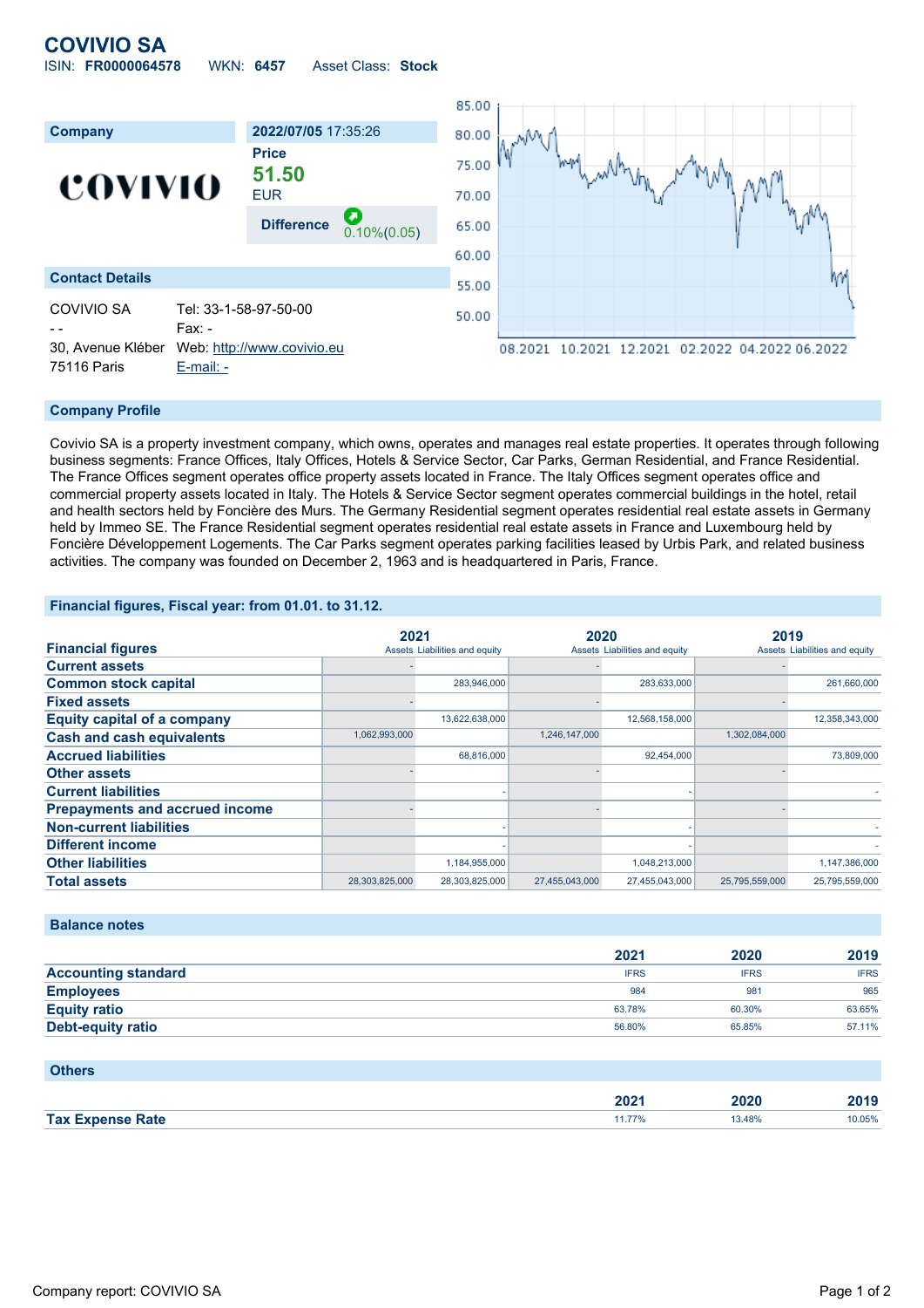# COVIVIO SA

ISIN: **FR0000064578** WKN: **6457** Asset Class: **Stock**

## Company

COVIVIO

**2022/07/05** 17:35:26

**Price**

**51.50**

EUR

**Difference** 0.10%(0.05)

## Contact Details

COVIVIO SA
- -
30, Avenue Kléber
75116 Paris

Tel: 33-1-58-97-50-00
Fax: -
Web: http://www.covivio.eu
E-mail: -

## Company Profile

Covivio SA is a property investment company, which owns, operates and manages real estate properties. It operates through following business segments: France Offices, Italy Offices, Hotels & Service Sector, Car Parks, German Residential, and France Residential. The France Offices segment operates office property assets located in France. The Italy Offices segment operates office and commercial property assets located in Italy. The Hotels & Service Sector segment operates commercial buildings in the hotel, retail and health sectors held by Foncière des Murs. The Germany Residential segment operates residential real estate assets in Germany held by Immeo SE. The France Residential segment operates residential real estate assets in France and Luxembourg held by Foncière Développement Logements. The Car Parks segment operates parking facilities leased by Urbis Park, and related business activities. The company was founded on December 2, 1963 and is headquartered in Paris, France.

## Financial figures, Fiscal year: from 01.01. to 31.12.

| Financial figures | 2021 | | 2020 | | 2019 | |
|---|---|---|---|---|---|---|
| | Assets | Liabilities and equity | Assets | Liabilities and equity | Assets | Liabilities and equity |
| Current assets | - | | - | | - | |
| Common stock capital | | 283,946,000 | | 283,633,000 | | 261,660,000 |
| Fixed assets | - | | - | | - | |
| Equity capital of a company | | 13,622,638,000 | | 12,568,158,000 | | 12,358,343,000 |
| Cash and cash equivalents | 1,062,993,000 | | 1,246,147,000 | | 1,302,084,000 | |
| Accrued liabilities | | 68,816,000 | | 92,454,000 | | 73,809,000 |
| Other assets | - | | - | | - | |
| Current liabilities | | - | | - | | - |
| Prepayments and accrued income | - | | - | | - | |
| Non-current liabilities | | - | | - | | - |
| Different income | | - | | - | | - |
| Other liabilities | | 1,184,955,000 | | 1,048,213,000 | | 1,147,386,000 |
| Total assets | 28,303,825,000 | 28,303,825,000 | 27,455,043,000 | 27,455,043,000 | 25,795,559,000 | 25,795,559,000 |

## Balance notes

| | 2021 | 2020 | 2019 |
|---|---|---|---|
| Accounting standard | IFRS | IFRS | IFRS |
| Employees | 984 | 981 | 965 |
| Equity ratio | 63.78% | 60.30% | 63.65% |
| Debt-equity ratio | 56.80% | 65.85% | 57.11% |

## Others

| | 2021 | 2020 | 2019 |
|---|---|---|---|
| Tax Expense Rate | 11.77% | 13.48% | 10.05% |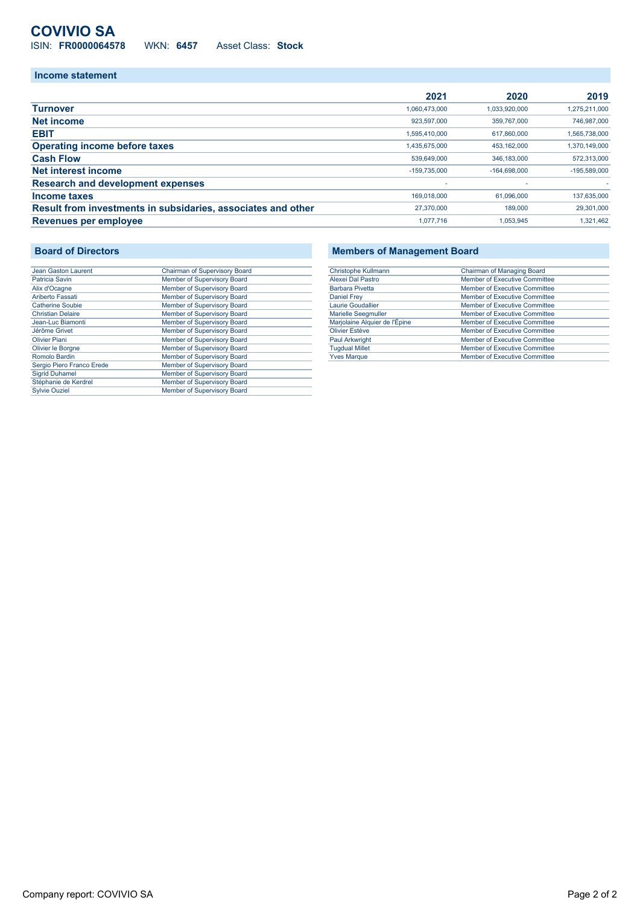# COVIVIO SA

ISIN: **FR0000064578** WKN: **6457** Asset Class: **Stock**

## Income statement

| | 2021 | 2020 | 2019 |
|---|---|---|---|
| **Turnover** | 1,060,473,000 | 1,033,920,000 | 1,275,211,000 |
| **Net income** | 923,597,000 | 359,767,000 | 746,987,000 |
| **EBIT** | 1,595,410,000 | 617,860,000 | 1,565,738,000 |
| **Operating income before taxes** | 1,435,675,000 | 453,162,000 | 1,370,149,000 |
| **Cash Flow** | 539,649,000 | 346,183,000 | 572,313,000 |
| **Net interest income** | -159,735,000 | -164,698,000 | -195,589,000 |
| **Research and development expenses** | - | - | - |
| **Income taxes** | 169,018,000 | 61,096,000 | 137,635,000 |
| **Result from investments in subsidaries, associates and other** | 27,370,000 | 189,000 | 29,301,000 |
| **Revenues per employee** | 1,077,716 | 1,053,945 | 1,321,462 |

## Board of Directors

| | |
|---|---|
| Jean Gaston Laurent | Chairman of Supervisory Board |
| Patricia Savin | Member of Supervisory Board |
| Alix d'Ocagne | Member of Supervisory Board |
| Ariberto Fassati | Member of Supervisory Board |
| Catherine Soubie | Member of Supervisory Board |
| Christian Delaire | Member of Supervisory Board |
| Jean-Luc Biamonti | Member of Supervisory Board |
| Jérôme Grivet | Member of Supervisory Board |
| Olivier Piani | Member of Supervisory Board |
| Olivier le Borgne | Member of Supervisory Board |
| Romolo Bardin | Member of Supervisory Board |
| Sergio Piero Franco Erede | Member of Supervisory Board |
| Sigrid Duhamel | Member of Supervisory Board |
| Stéphanie de Kerdrel | Member of Supervisory Board |
| Sylvie Ouziel | Member of Supervisory Board |

## Members of Management Board

| | |
|---|---|
| Christophe Kullmann | Chairman of Managing Board |
| Alexei Dal Pastro | Member of Executive Committee |
| Barbara Pivetta | Member of Executive Committee |
| Daniel Frey | Member of Executive Committee |
| Laurie Goudallier | Member of Executive Committee |
| Marielle Seegmuller | Member of Executive Committee |
| Marjolaine Alquier de l'Épine | Member of Executive Committee |
| Olivier Estève | Member of Executive Committee |
| Paul Arkwright | Member of Executive Committee |
| Tugdual Millet | Member of Executive Committee |
| Yves Marque | Member of Executive Committee |